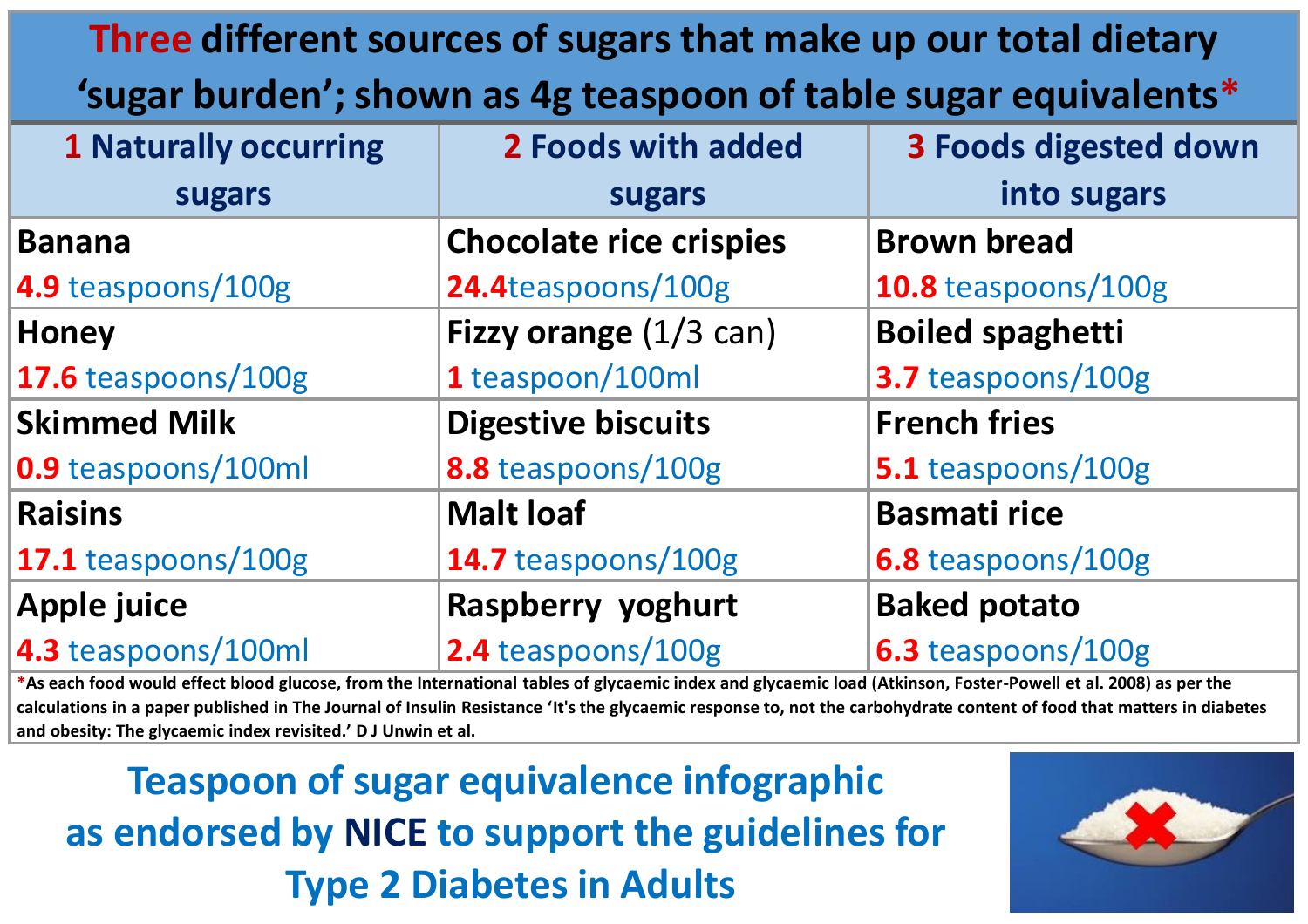# Three different sources of sugars that make up our total dietary 'sugar burden'; shown as 4g teaspoon of table sugar equivalents*

| 1 Naturally occurring sugars | 2 Foods with added sugars | 3 Foods digested down into sugars |
|---|---|---|
| **Banana** 4.9 teaspoons/100g | **Chocolate rice crispies** 24.4teaspoons/100g | **Brown bread** 10.8 teaspoons/100g |
| **Honey** 17.6 teaspoons/100g | **Fizzy orange** (1/3 can) 1 teaspoon/100ml | **Boiled spaghetti** 3.7 teaspoons/100g |
| **Skimmed Milk** 0.9 teaspoons/100ml | **Digestive biscuits** 8.8 teaspoons/100g | **French fries** 5.1 teaspoons/100g |
| **Raisins** 17.1 teaspoons/100g | **Malt loaf** 14.7 teaspoons/100g | **Basmati rice** 6.8 teaspoons/100g |
| **Apple juice** 4.3 teaspoons/100ml | **Raspberry yoghurt** 2.4 teaspoons/100g | **Baked potato** 6.3 teaspoons/100g |

*As each food would effect blood glucose, from the International tables of glycaemic index and glycaemic load (Atkinson, Foster-Powell et al. 2008) as per the calculations in a paper published in The Journal of Insulin Resistance 'It's the glycaemic response to, not the carbohydrate content of food that matters in diabetes and obesity: The glycaemic index revisited.' D J Unwin et al.

**Teaspoon of sugar equivalence infographic as endorsed by NICE to support the guidelines for Type 2 Diabetes in Adults**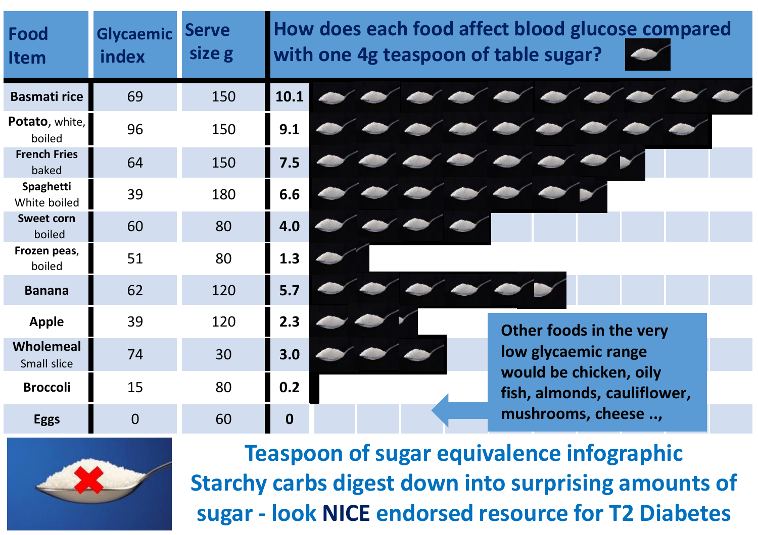| Food Item | Glycaemic index | Serve size g | How does each food affect blood glucose compared with one 4g teaspoon of table sugar? |
|---|---|---|---|
| **Basmati rice** | 69 | 150 | **10.1** |
| **Potato**, white, boiled | 96 | 150 | **9.1** |
| **French Fries** baked | 64 | 150 | **7.5** |
| **Spaghetti** White boiled | 39 | 180 | **6.6** |
| **Sweet corn** boiled | 60 | 80 | **4.0** |
| **Frozen peas**, boiled | 51 | 80 | **1.3** |
| **Banana** | 62 | 120 | **5.7** |
| **Apple** | 39 | 120 | **2.3** |
| **Wholemeal** Small slice | 74 | 30 | **3.0** |
| **Broccoli** | 15 | 80 | **0.2** |
| **Eggs** | 0 | 60 | **0** |

Other foods in the very low glycaemic range would be chicken, oily fish, almonds, cauliflower, mushrooms, cheese ..,

## Teaspoon of sugar equivalence infographic

## Starchy carbs digest down into surprising amounts of sugar - look **NICE** endorsed resource for T2 Diabetes